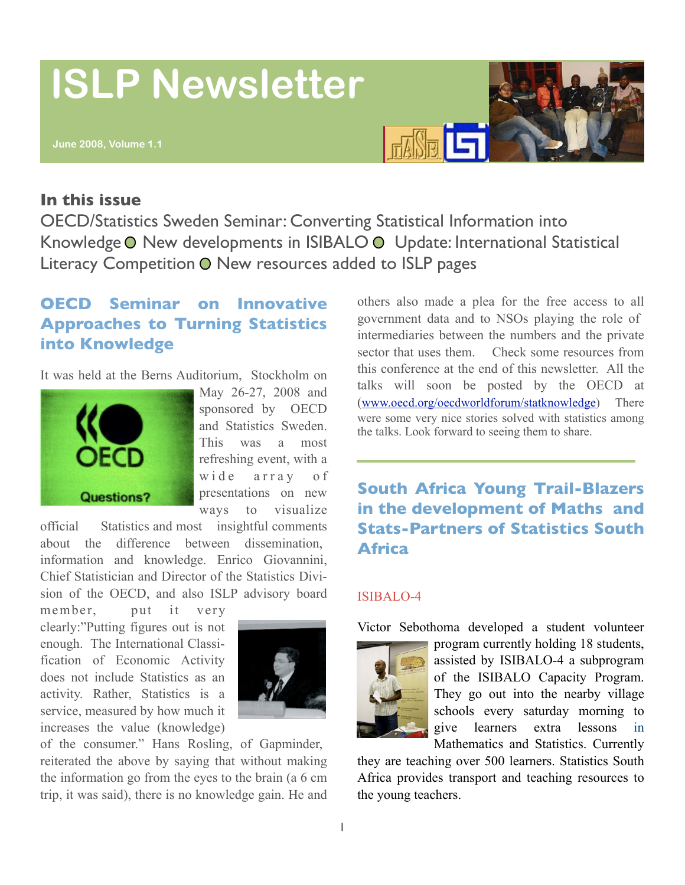# ISLP Newsletter

June 2008, Volume 1.1

**In this issue**

OECD/Statistics Sweden Seminar: Converting Statistical Information into Knowledge ● New developments in ISIBALO ● Update: International Statistical Literacy Competition ● New resources added to ISLP pages

## OECD Seminar on Innovative Approaches to Turning Statistics into Knowledge

It was held at the Berns Auditorium, Stockholm on May 26-27, 2008 and sponsored by OECD and Statistics Sweden. This was a most refreshing event, with a wide array of presentations on new ways to visualize official Statistics and most insightful comments about the difference between dissemination, information and knowledge. Enrico Giovannini, Chief Statistician and Director of the Statistics Division of the OECD, and also ISLP advisory board member, put it very clearly:"Putting figures out is not enough. The International Classification of Economic Activity does not include Statistics as an activity. Rather, Statistics is a service, measured by how much it increases the value (knowledge) of the consumer." Hans Rosling, of Gapminder, reiterated the above by saying that without making the information go from the eyes to the brain (a 6 cm trip, it was said), there is no knowledge gain. He and others also made a plea for the free access to all government data and to NSOs playing the role of intermediaries between the numbers and the private sector that uses them. Check some resources from this conference at the end of this newsletter. All the talks will soon be posted by the OECD at (www.oecd.org/oecdworldforum/statknowledge) There were some very nice stories solved with statistics among the talks. Look forward to seeing them to share.

## South Africa Young Trail-Blazers in the development of Maths and Stats-Partners of Statistics South Africa

### ISIBALO-4

Victor Sebothoma developed a student volunteer program currently holding 18 students, assisted by ISIBALO-4 a subprogram of the ISIBALO Capacity Program. They go out into the nearby village schools every saturday morning to give learners extra lessons in Mathematics and Statistics. Currently they are teaching over 500 learners. Statistics South Africa provides transport and teaching resources to the young teachers.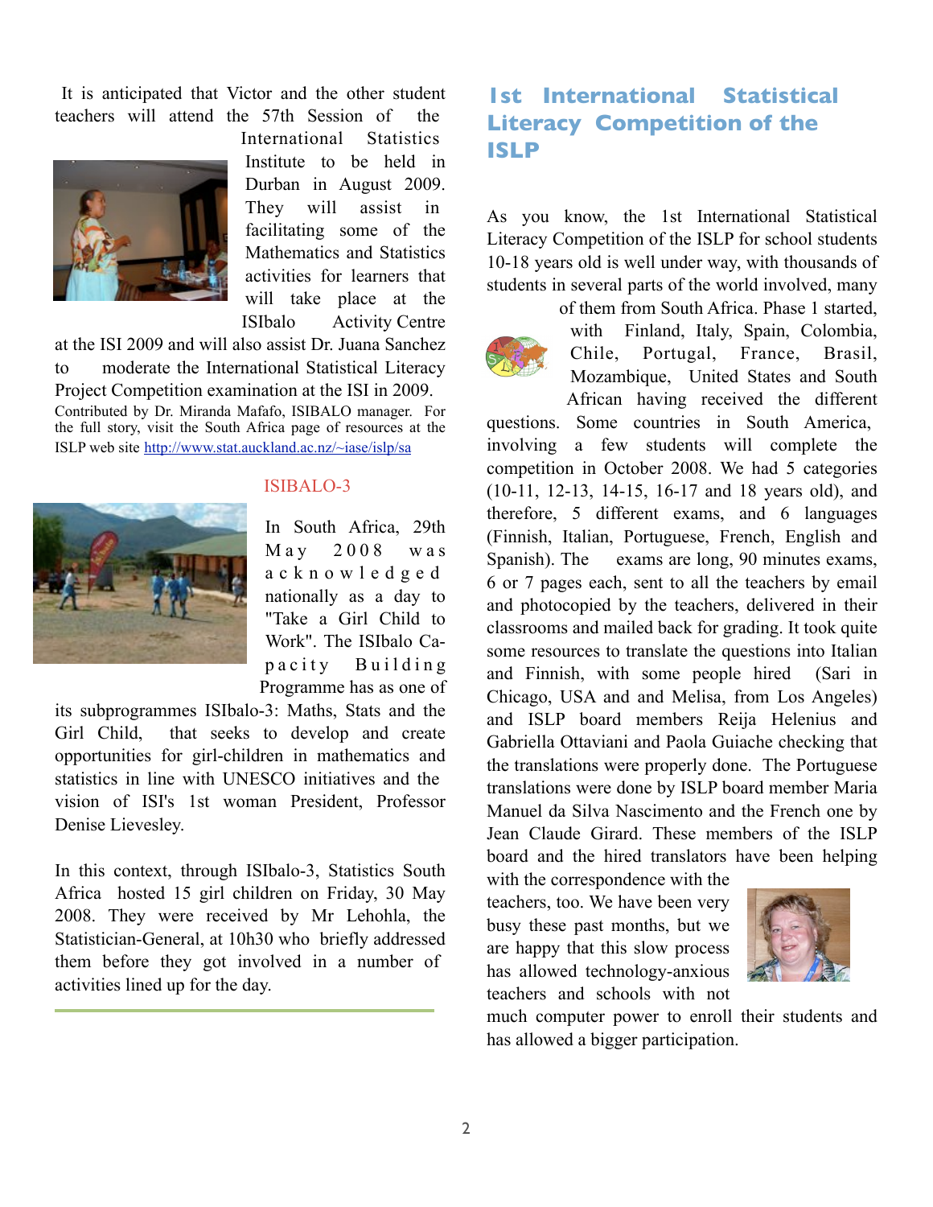It is anticipated that Victor and the other student teachers will attend the 57th Session of the International Statistics Institute to be held in Durban in August 2009. They will assist in facilitating some of the Mathematics and Statistics activities for learners that will take place at the ISIbalo Activity Centre at the ISI 2009 and will also assist Dr. Juana Sanchez to moderate the International Statistical Literacy Project Competition examination at the ISI in 2009.

Contributed by Dr. Miranda Mafafo, ISIBALO manager. For the full story, visit the South Africa page of resources at the ISLP web site http://www.stat.auckland.ac.nz/~iase/islp/sa

### ISIBALO-3

In South Africa, 29th May 2008 was acknowledged nationally as a day to "Take a Girl Child to Work". The ISIbalo Capacity Building Programme has as one of its subprogrammes ISIbalo-3: Maths, Stats and the Girl Child, that seeks to develop and create opportunities for girl-children in mathematics and statistics in line with UNESCO initiatives and the vision of ISI's 1st woman President, Professor Denise Lievesley.

In this context, through ISIbalo-3, Statistics South Africa hosted 15 girl children on Friday, 30 May 2008. They were received by Mr Lehohla, the Statistician-General, at 10h30 who briefly addressed them before they got involved in a number of activities lined up for the day.

## 1st International Statistical Literacy Competition of the ISLP

As you know, the 1st International Statistical Literacy Competition of the ISLP for school students 10-18 years old is well under way, with thousands of students in several parts of the world involved, many of them from South Africa. Phase 1 started, with Finland, Italy, Spain, Colombia, Chile, Portugal, France, Brasil, Mozambique, United States and South African having received the different questions. Some countries in South America, involving a few students will complete the competition in October 2008. We had 5 categories (10-11, 12-13, 14-15, 16-17 and 18 years old), and therefore, 5 different exams, and 6 languages (Finnish, Italian, Portuguese, French, English and Spanish). The exams are long, 90 minutes exams, 6 or 7 pages each, sent to all the teachers by email and photocopied by the teachers, delivered in their classrooms and mailed back for grading. It took quite some resources to translate the questions into Italian and Finnish, with some people hired (Sari in Chicago, USA and and Melisa, from Los Angeles) and ISLP board members Reija Helenius and Gabriella Ottaviani and Paola Guiache checking that the translations were properly done. The Portuguese translations were done by ISLP board member Maria Manuel da Silva Nascimento and the French one by Jean Claude Girard. These members of the ISLP board and the hired translators have been helping with the correspondence with the teachers, too. We have been very busy these past months, but we are happy that this slow process has allowed technology-anxious teachers and schools with not much computer power to enroll their students and has allowed a bigger participation.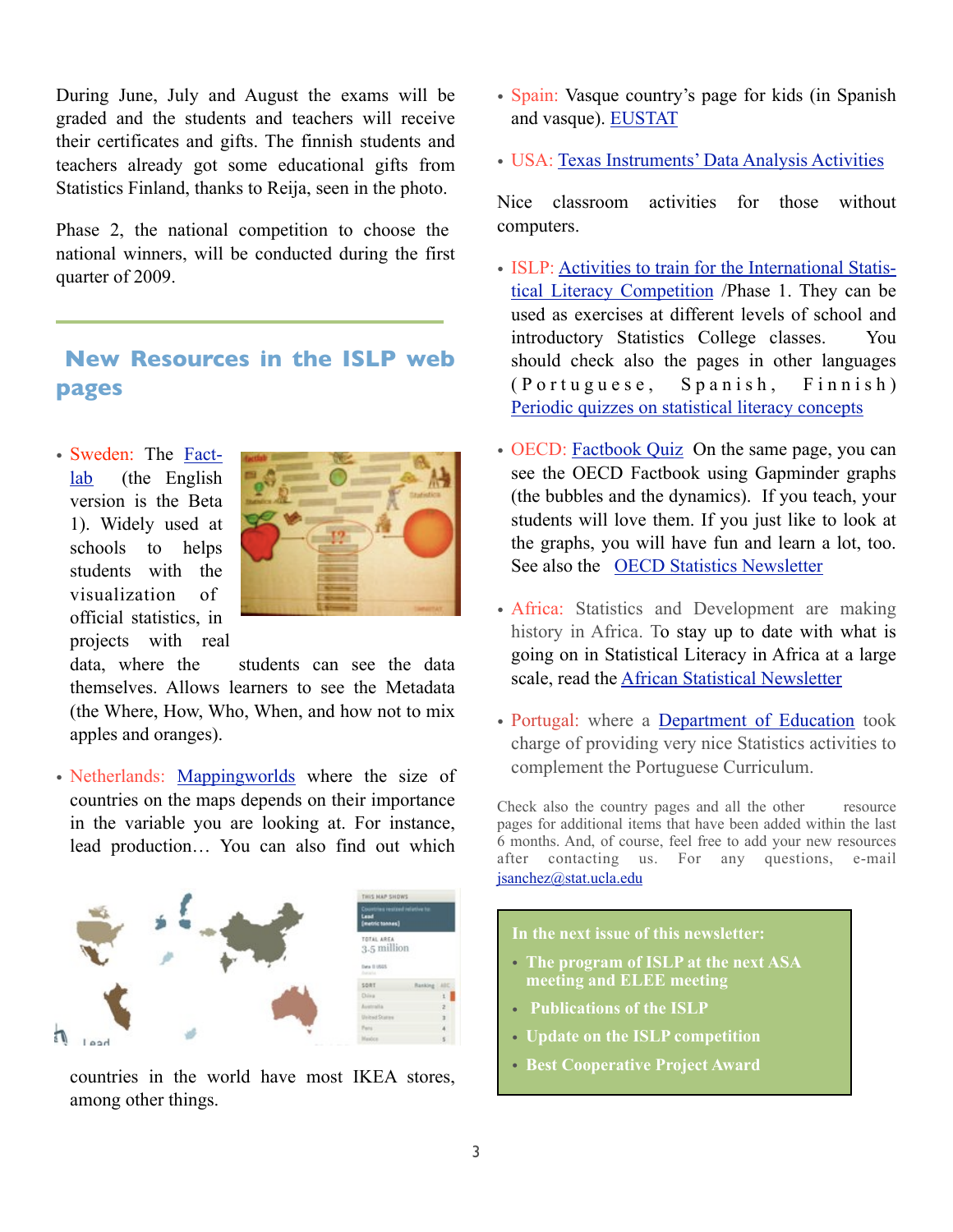During June, July and August the exams will be graded and the students and teachers will receive their certificates and gifts. The finnish students and teachers already got some educational gifts from Statistics Finland, thanks to Reija, seen in the photo.

Phase 2, the national competition to choose the national winners, will be conducted during the first quarter of 2009.

## New Resources in the ISLP web pages

- Sweden: The Fact-lab (the English version is the Beta 1). Widely used at schools to helps students with the visualization of official statistics, in projects with real data, where the students can see the data themselves. Allows learners to see the Metadata (the Where, How, Who, When, and how not to mix apples and oranges).

- Netherlands: Mappingworlds where the size of countries on the maps depends on their importance in the variable you are looking at. For instance, lead production… You can also find out which countries in the world have most IKEA stores, among other things.

- Spain: Vasque country's page for kids (in Spanish and vasque). EUSTAT

- USA: Texas Instruments' Data Analysis Activities

Nice classroom activities for those without computers.

- ISLP: Activities to train for the International Statistical Literacy Competition /Phase 1. They can be used as exercises at different levels of school and introductory Statistics College classes. You should check also the pages in other languages (Portuguese, Spanish, Finnish) Periodic quizzes on statistical literacy concepts

- OECD: Factbook Quiz On the same page, you can see the OECD Factbook using Gapminder graphs (the bubbles and the dynamics). If you teach, your students will love them. If you just like to look at the graphs, you will have fun and learn a lot, too. See also the OECD Statistics Newsletter

- Africa: Statistics and Development are making history in Africa. To stay up to date with what is going on in Statistical Literacy in Africa at a large scale, read the African Statistical Newsletter

- Portugal: where a Department of Education took charge of providing very nice Statistics activities to complement the Portuguese Curriculum.

Check also the country pages and all the other resource pages for additional items that have been added within the last 6 months. And, of course, feel free to add your new resources after contacting us. For any questions, e-mail jsanchez@stat.ucla.edu

**In the next issue of this newsletter:**

- **The program of ISLP at the next ASA meeting and ELEE meeting**
- **Publications of the ISLP**
- **Update on the ISLP competition**
- **Best Cooperative Project Award**